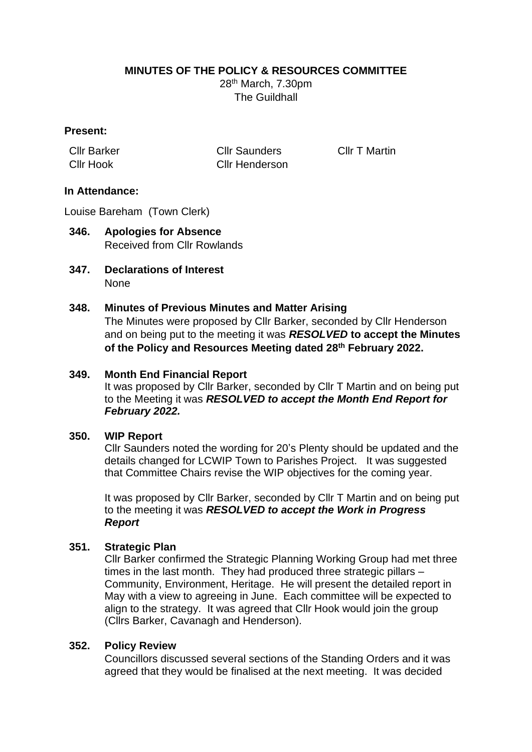**MINUTES OF THE POLICY & RESOURCES COMMITTEE**

28th March, 7.30pm
The Guildhall

**Present:**

| | | |
|---|---|---|
| Cllr Barker | Cllr Saunders | Cllr T Martin |
| Cllr Hook | Cllr Henderson | |

**In Attendance:**

Louise Bareham (Town Clerk)

**346. Apologies for Absence**
Received from Cllr Rowlands

**347. Declarations of Interest**
None

**348. Minutes of Previous Minutes and Matter Arising**
The Minutes were proposed by Cllr Barker, seconded by Cllr Henderson and on being put to the meeting it was ***RESOLVED*** **to accept the Minutes of the Policy and Resources Meeting dated 28th February 2022.**

**349. Month End Financial Report**
It was proposed by Cllr Barker, seconded by Cllr T Martin and on being put to the Meeting it was ***RESOLVED to accept the Month End Report for February 2022.***

**350. WIP Report**
Cllr Saunders noted the wording for 20's Plenty should be updated and the details changed for LCWIP Town to Parishes Project. It was suggested that Committee Chairs revise the WIP objectives for the coming year.

It was proposed by Cllr Barker, seconded by Cllr T Martin and on being put to the meeting it was ***RESOLVED to accept the Work in Progress Report***

**351. Strategic Plan**
Cllr Barker confirmed the Strategic Planning Working Group had met three times in the last month. They had produced three strategic pillars – Community, Environment, Heritage. He will present the detailed report in May with a view to agreeing in June. Each committee will be expected to align to the strategy. It was agreed that Cllr Hook would join the group (Cllrs Barker, Cavanagh and Henderson).

**352. Policy Review**
Councillors discussed several sections of the Standing Orders and it was agreed that they would be finalised at the next meeting. It was decided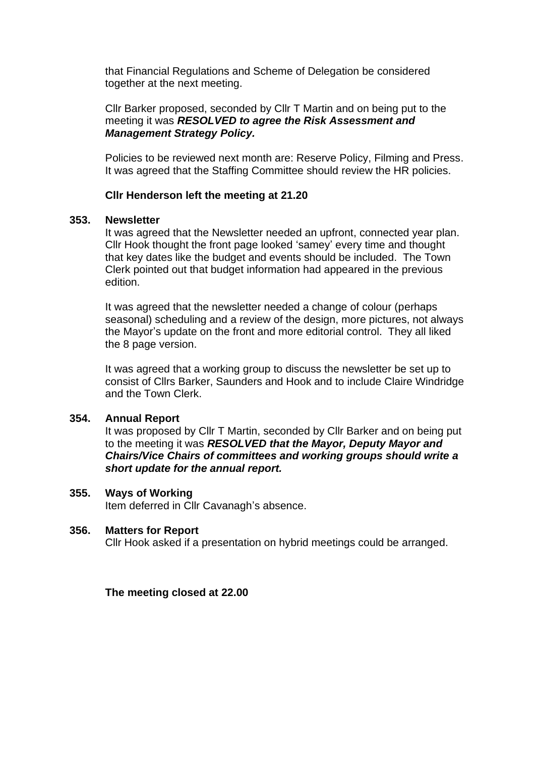that Financial Regulations and Scheme of Delegation be considered together at the next meeting.

Cllr Barker proposed, seconded by Cllr T Martin and on being put to the meeting it was ***RESOLVED to agree the Risk Assessment and Management Strategy Policy.***

Policies to be reviewed next month are: Reserve Policy, Filming and Press. It was agreed that the Staffing Committee should review the HR policies.

**Cllr Henderson left the meeting at 21.20**

**353. Newsletter**

It was agreed that the Newsletter needed an upfront, connected year plan. Cllr Hook thought the front page looked 'samey' every time and thought that key dates like the budget and events should be included. The Town Clerk pointed out that budget information had appeared in the previous edition.

It was agreed that the newsletter needed a change of colour (perhaps seasonal) scheduling and a review of the design, more pictures, not always the Mayor's update on the front and more editorial control. They all liked the 8 page version.

It was agreed that a working group to discuss the newsletter be set up to consist of Cllrs Barker, Saunders and Hook and to include Claire Windridge and the Town Clerk.

**354. Annual Report**

It was proposed by Cllr T Martin, seconded by Cllr Barker and on being put to the meeting it was ***RESOLVED that the Mayor, Deputy Mayor and Chairs/Vice Chairs of committees and working groups should write a short update for the annual report.***

**355. Ways of Working**

Item deferred in Cllr Cavanagh's absence.

**356. Matters for Report**

Cllr Hook asked if a presentation on hybrid meetings could be arranged.

**The meeting closed at 22.00**